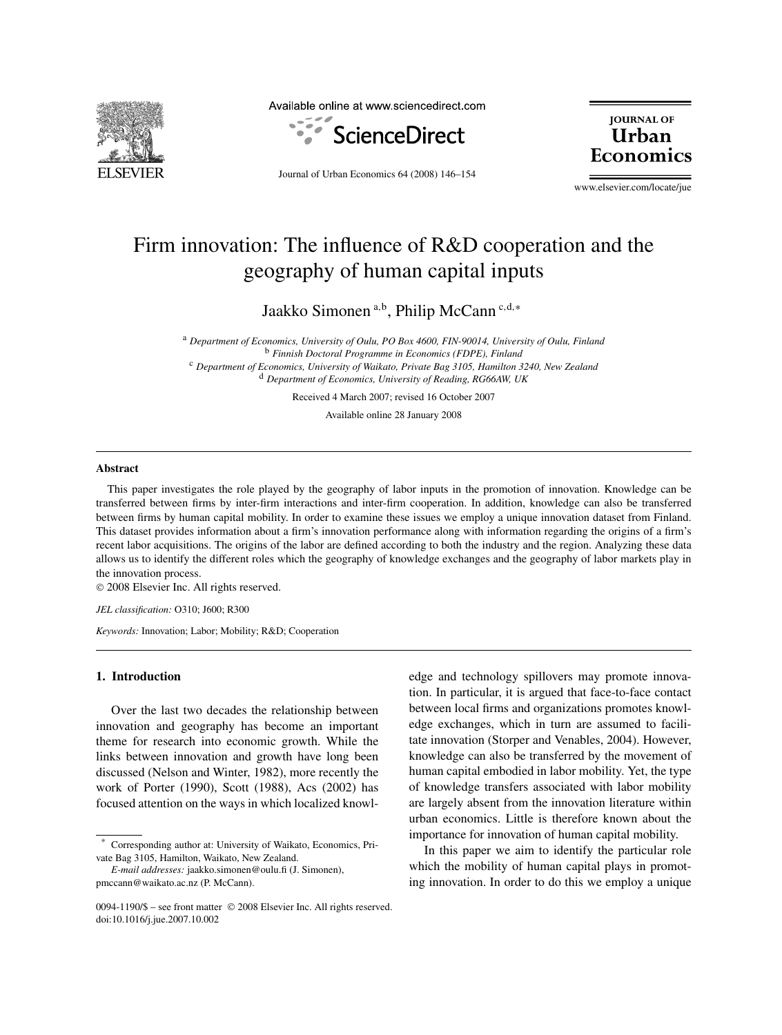# Firm innovation: The influence of R&D cooperation and the geography of human capital inputs

Jaakko Simonen [a,b], Philip McCann [c,d,*]

[a] *Department of Economics, University of Oulu, PO Box 4600, FIN-90014, University of Oulu, Finland*
[b] *Finnish Doctoral Programme in Economics (FDPE), Finland*
[c] *Department of Economics, University of Waikato, Private Bag 3105, Hamilton 3240, New Zealand*
[d] *Department of Economics, University of Reading, RG66AW, UK*

Received 4 March 2007; revised 16 October 2007

Available online 28 January 2008

## Abstract

This paper investigates the role played by the geography of labor inputs in the promotion of innovation. Knowledge can be transferred between firms by inter-firm interactions and inter-firm cooperation. In addition, knowledge can also be transferred between firms by human capital mobility. In order to examine these issues we employ a unique innovation dataset from Finland. This dataset provides information about a firm's innovation performance along with information regarding the origins of a firm's recent labor acquisitions. The origins of the labor are defined according to both the industry and the region. Analyzing these data allows us to identify the different roles which the geography of knowledge exchanges and the geography of labor markets play in the innovation process.

© 2008 Elsevier Inc. All rights reserved.

*JEL classification:* O310; J600; R300

*Keywords:* Innovation; Labor; Mobility; R&D; Cooperation

## 1. Introduction

Over the last two decades the relationship between innovation and geography has become an important theme for research into economic growth. While the links between innovation and growth have long been discussed (Nelson and Winter, 1982), more recently the work of Porter (1990), Scott (1988), Acs (2002) has focused attention on the ways in which localized knowledge and technology spillovers may promote innovation. In particular, it is argued that face-to-face contact between local firms and organizations promotes knowledge exchanges, which in turn are assumed to facilitate innovation (Storper and Venables, 2004). However, knowledge can also be transferred by the movement of human capital embodied in labor mobility. Yet, the type of knowledge transfers associated with labor mobility are largely absent from the innovation literature within urban economics. Little is therefore known about the importance for innovation of human capital mobility.

In this paper we aim to identify the particular role which the mobility of human capital plays in promoting innovation. In order to do this we employ a unique

* Corresponding author at: University of Waikato, Economics, Private Bag 3105, Hamilton, Waikato, New Zealand.
*E-mail addresses:* jaakko.simonen@oulu.fi (J. Simonen), pmccann@waikato.ac.nz (P. McCann).

0094-1190/$ – see front matter © 2008 Elsevier Inc. All rights reserved.
doi:10.1016/j.jue.2007.10.002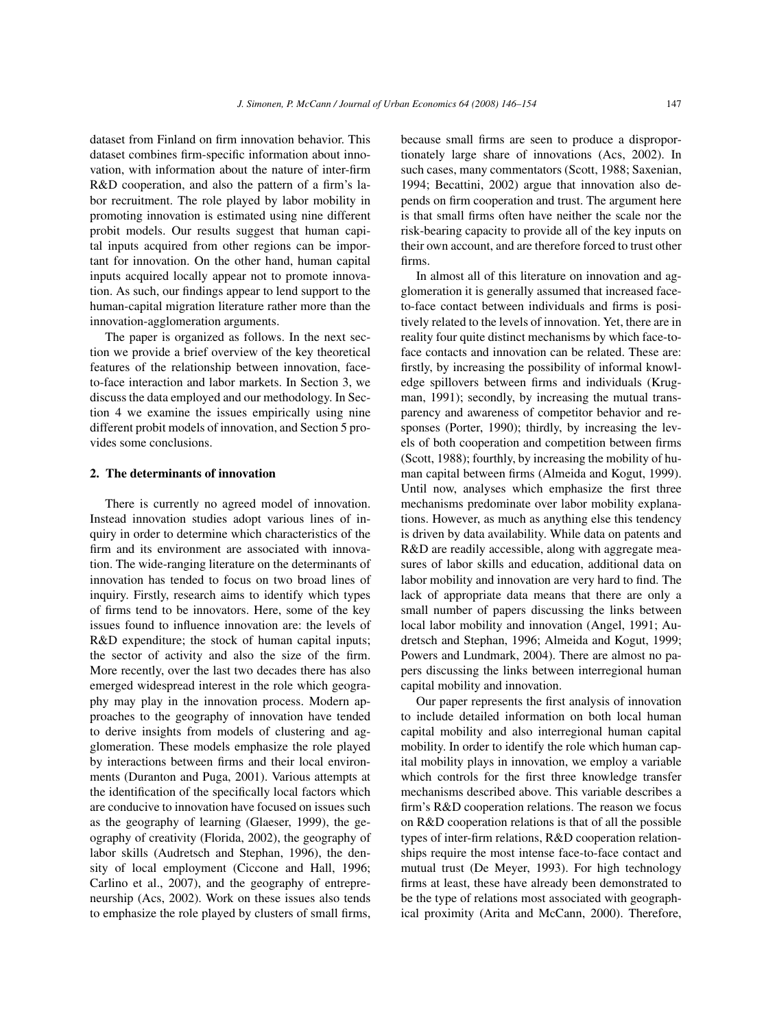dataset from Finland on firm innovation behavior. This dataset combines firm-specific information about innovation, with information about the nature of inter-firm R&D cooperation, and also the pattern of a firm's labor recruitment. The role played by labor mobility in promoting innovation is estimated using nine different probit models. Our results suggest that human capital inputs acquired from other regions can be important for innovation. On the other hand, human capital inputs acquired locally appear not to promote innovation. As such, our findings appear to lend support to the human-capital migration literature rather more than the innovation-agglomeration arguments.

The paper is organized as follows. In the next section we provide a brief overview of the key theoretical features of the relationship between innovation, face-to-face interaction and labor markets. In Section 3, we discuss the data employed and our methodology. In Section 4 we examine the issues empirically using nine different probit models of innovation, and Section 5 provides some conclusions.

## 2. The determinants of innovation

There is currently no agreed model of innovation. Instead innovation studies adopt various lines of inquiry in order to determine which characteristics of the firm and its environment are associated with innovation. The wide-ranging literature on the determinants of innovation has tended to focus on two broad lines of inquiry. Firstly, research aims to identify which types of firms tend to be innovators. Here, some of the key issues found to influence innovation are: the levels of R&D expenditure; the stock of human capital inputs; the sector of activity and also the size of the firm. More recently, over the last two decades there has also emerged widespread interest in the role which geography may play in the innovation process. Modern approaches to the geography of innovation have tended to derive insights from models of clustering and agglomeration. These models emphasize the role played by interactions between firms and their local environments (Duranton and Puga, 2001). Various attempts at the identification of the specifically local factors which are conducive to innovation have focused on issues such as the geography of learning (Glaeser, 1999), the geography of creativity (Florida, 2002), the geography of labor skills (Audretsch and Stephan, 1996), the density of local employment (Ciccone and Hall, 1996; Carlino et al., 2007), and the geography of entrepreneurship (Acs, 2002). Work on these issues also tends to emphasize the role played by clusters of small firms, because small firms are seen to produce a disproportionately large share of innovations (Acs, 2002). In such cases, many commentators (Scott, 1988; Saxenian, 1994; Becattini, 2002) argue that innovation also depends on firm cooperation and trust. The argument here is that small firms often have neither the scale nor the risk-bearing capacity to provide all of the key inputs on their own account, and are therefore forced to trust other firms.

In almost all of this literature on innovation and agglomeration it is generally assumed that increased face-to-face contact between individuals and firms is positively related to the levels of innovation. Yet, there are in reality four quite distinct mechanisms by which face-to-face contacts and innovation can be related. These are: firstly, by increasing the possibility of informal knowledge spillovers between firms and individuals (Krugman, 1991); secondly, by increasing the mutual transparency and awareness of competitor behavior and responses (Porter, 1990); thirdly, by increasing the levels of both cooperation and competition between firms (Scott, 1988); fourthly, by increasing the mobility of human capital between firms (Almeida and Kogut, 1999). Until now, analyses which emphasize the first three mechanisms predominate over labor mobility explanations. However, as much as anything else this tendency is driven by data availability. While data on patents and R&D are readily accessible, along with aggregate measures of labor skills and education, additional data on labor mobility and innovation are very hard to find. The lack of appropriate data means that there are only a small number of papers discussing the links between local labor mobility and innovation (Angel, 1991; Audretsch and Stephan, 1996; Almeida and Kogut, 1999; Powers and Lundmark, 2004). There are almost no papers discussing the links between interregional human capital mobility and innovation.

Our paper represents the first analysis of innovation to include detailed information on both local human capital mobility and also interregional human capital mobility. In order to identify the role which human capital mobility plays in innovation, we employ a variable which controls for the first three knowledge transfer mechanisms described above. This variable describes a firm's R&D cooperation relations. The reason we focus on R&D cooperation relations is that of all the possible types of inter-firm relations, R&D cooperation relationships require the most intense face-to-face contact and mutual trust (De Meyer, 1993). For high technology firms at least, these have already been demonstrated to be the type of relations most associated with geographical proximity (Arita and McCann, 2000). Therefore,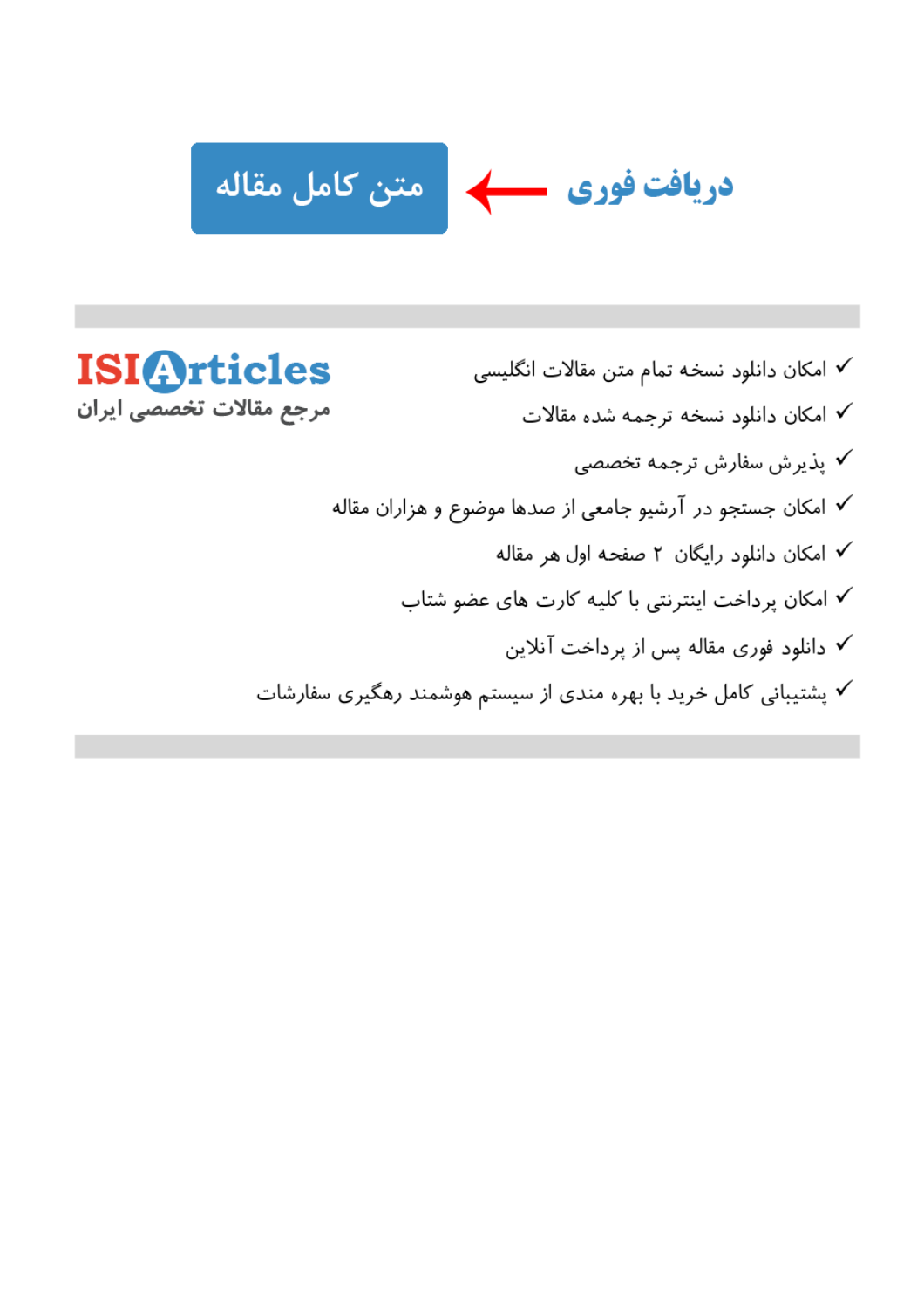دریافت فوری ← متن کامل مقاله

**ISIArticles**
مرجع مقالات تخصصی ایران

- ✓ امکان دانلود نسخه تمام متن مقالات انگلیسی
- ✓ امکان دانلود نسخه ترجمه شده مقالات
- ✓ پذیرش سفارش ترجمه تخصصی
- ✓ امکان جستجو در آرشیو جامعی از صدها موضوع و هزاران مقاله
- ✓ امکان دانلود رایگان ۲ صفحه اول هر مقاله
- ✓ امکان پرداخت اینترنتی با کلیه کارت های عضو شتاب
- ✓ دانلود فوری مقاله پس از پرداخت آنلاین
- ✓ پشتیبانی کامل خرید با بهره مندی از سیستم هوشمند رهگیری سفارشات